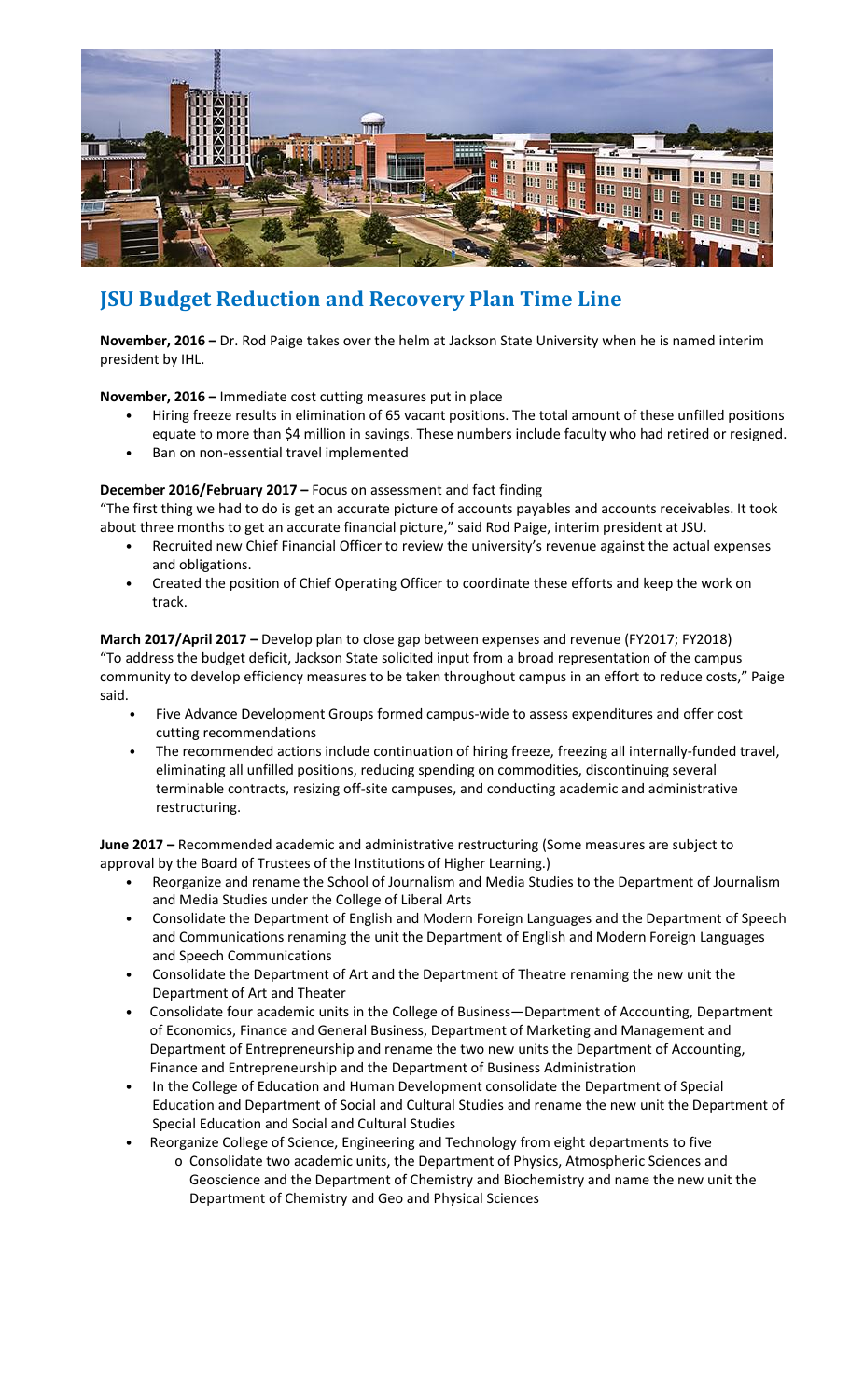# JSU Budget Reduction and Recovery Plan Time Line

**November, 2016 –** Dr. Rod Paige takes over the helm at Jackson State University when he is named interim president by IHL.

**November, 2016 –** Immediate cost cutting measures put in place

- Hiring freeze results in elimination of 65 vacant positions. The total amount of these unfilled positions equate to more than $4 million in savings. These numbers include faculty who had retired or resigned.
- Ban on non-essential travel implemented

**December 2016/February 2017 –** Focus on assessment and fact finding

"The first thing we had to do is get an accurate picture of accounts payables and accounts receivables. It took about three months to get an accurate financial picture," said Rod Paige, interim president at JSU.

- Recruited new Chief Financial Officer to review the university's revenue against the actual expenses and obligations.
- Created the position of Chief Operating Officer to coordinate these efforts and keep the work on track.

**March 2017/April 2017 –** Develop plan to close gap between expenses and revenue (FY2017; FY2018)

"To address the budget deficit, Jackson State solicited input from a broad representation of the campus community to develop efficiency measures to be taken throughout campus in an effort to reduce costs," Paige said.

- Five Advance Development Groups formed campus-wide to assess expenditures and offer cost cutting recommendations
- The recommended actions include continuation of hiring freeze, freezing all internally-funded travel, eliminating all unfilled positions, reducing spending on commodities, discontinuing several terminable contracts, resizing off-site campuses, and conducting academic and administrative restructuring.

**June 2017 –** Recommended academic and administrative restructuring (Some measures are subject to approval by the Board of Trustees of the Institutions of Higher Learning.)

- Reorganize and rename the School of Journalism and Media Studies to the Department of Journalism and Media Studies under the College of Liberal Arts
- Consolidate the Department of English and Modern Foreign Languages and the Department of Speech and Communications renaming the unit the Department of English and Modern Foreign Languages and Speech Communications
- Consolidate the Department of Art and the Department of Theatre renaming the new unit the Department of Art and Theater
- Consolidate four academic units in the College of Business—Department of Accounting, Department of Economics, Finance and General Business, Department of Marketing and Management and Department of Entrepreneurship and rename the two new units the Department of Accounting, Finance and Entrepreneurship and the Department of Business Administration
- In the College of Education and Human Development consolidate the Department of Special Education and Department of Social and Cultural Studies and rename the new unit the Department of Special Education and Social and Cultural Studies
- Reorganize College of Science, Engineering and Technology from eight departments to five
  - Consolidate two academic units, the Department of Physics, Atmospheric Sciences and Geoscience and the Department of Chemistry and Biochemistry and name the new unit the Department of Chemistry and Geo and Physical Sciences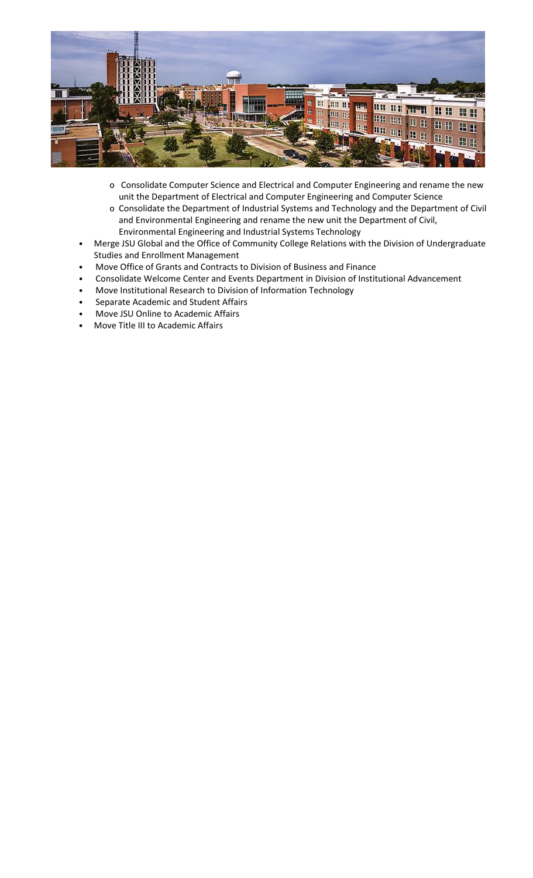- Consolidate Computer Science and Electrical and Computer Engineering and rename the new unit the Department of Electrical and Computer Engineering and Computer Science
    - Consolidate the Department of Industrial Systems and Technology and the Department of Civil and Environmental Engineering and rename the new unit the Department of Civil, Environmental Engineering and Industrial Systems Technology
- Merge JSU Global and the Office of Community College Relations with the Division of Undergraduate Studies and Enrollment Management
- Move Office of Grants and Contracts to Division of Business and Finance
- Consolidate Welcome Center and Events Department in Division of Institutional Advancement
- Move Institutional Research to Division of Information Technology
- Separate Academic and Student Affairs
- Move JSU Online to Academic Affairs
- Move Title III to Academic Affairs